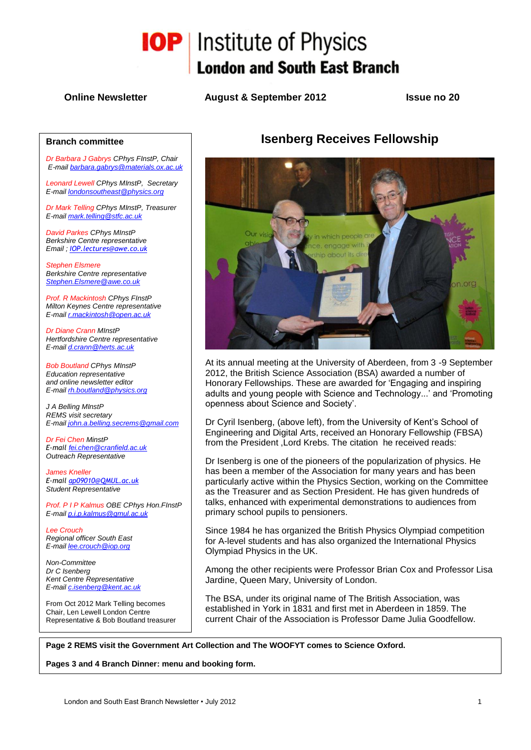# IOP | Institute of Physics
## London and South East Branch

**Online Newsletter** | **August & September 2012** | **Issue no 20**

### Branch committee

*Dr Barbara J Gabrys CPhys FInstP, Chair*
*E-mail barbara.gabrys@materials.ox.ac.uk*

*Leonard Lewell CPhys MInstP, Secretary*
*E-mail londonsoutheast@physics.org*

*Dr Mark Telling CPhys MInstP, Treasurer*
*E-mail mark.telling@stfc.ac.uk*

*David Parkes CPhys MInstP*
*Berkshire Centre representative*
*Email ; IOP.lectures@awe.co.uk*

*Stephen Elsmere*
*Berkshire Centre representative*
*Stephen.Elsmere@awe.co.uk*

*Prof. R Mackintosh CPhys FInstP*
*Milton Keynes Centre representative*
*E-mail r.mackintosh@open.ac.uk*

*Dr Diane Crann MInstP*
*Hertfordshire Centre representative*
*E-mail d.crann@herts.ac.uk*

*Bob Boutland CPhys MInstP*
*Education representative*
*and online newsletter editor*
*E-mail rh.boutland@physics.org*

*J A Belling MInstP*
*REMS visit secretary*
*E-mail john.a.belling.secrems@gmail.com*

*Dr Fei Chen MinstP*
*E-mail fei.chen@cranfield.ac.uk*
*Outreach Representative*

*James Kneller*
*E-mail ap09010@QMUL.ac.uk*
*Student Representative*

*Prof. P I P Kalmus OBE CPhys Hon.FInstP*
*E-mail p.i.p.kalmus@qmul.ac.uk*

*Lee Crouch*
*Regional officer South East*
*E-mail lee.crouch@iop.org*

*Non-Committee*
*Dr C Isenberg*
*Kent Centre Representative*
*E-mail c.isenberg@kent.ac.uk*

From Oct 2012 Mark Telling becomes Chair, Len Lewell London Centre Representative & Bob Boutland treasurer

## Isenberg Receives Fellowship

At its annual meeting at the University of Aberdeen, from 3 -9 September 2012, the British Science Association (BSA) awarded a number of Honorary Fellowships. These are awarded for 'Engaging and inspiring adults and young people with Science and Technology...' and 'Promoting openness about Science and Society'.

Dr Cyril Isenberg, (above left), from the University of Kent's School of Engineering and Digital Arts, received an Honorary Fellowship (FBSA) from the President ,Lord Krebs. The citation he received reads:

Dr Isenberg is one of the pioneers of the popularization of physics. He has been a member of the Association for many years and has been particularly active within the Physics Section, working on the Committee as the Treasurer and as Section President. He has given hundreds of talks, enhanced with experimental demonstrations to audiences from primary school pupils to pensioners.

Since 1984 he has organized the British Physics Olympiad competition for A-level students and has also organized the International Physics Olympiad Physics in the UK.

Among the other recipients were Professor Brian Cox and Professor Lisa Jardine, Queen Mary, University of London.

The BSA, under its original name of The British Association, was established in York in 1831 and first met in Aberdeen in 1859. The current Chair of the Association is Professor Dame Julia Goodfellow.

**Page 2 REMS visit the Government Art Collection and The WOOFYT comes to Science Oxford.**

**Pages 3 and 4 Branch Dinner: menu and booking form.**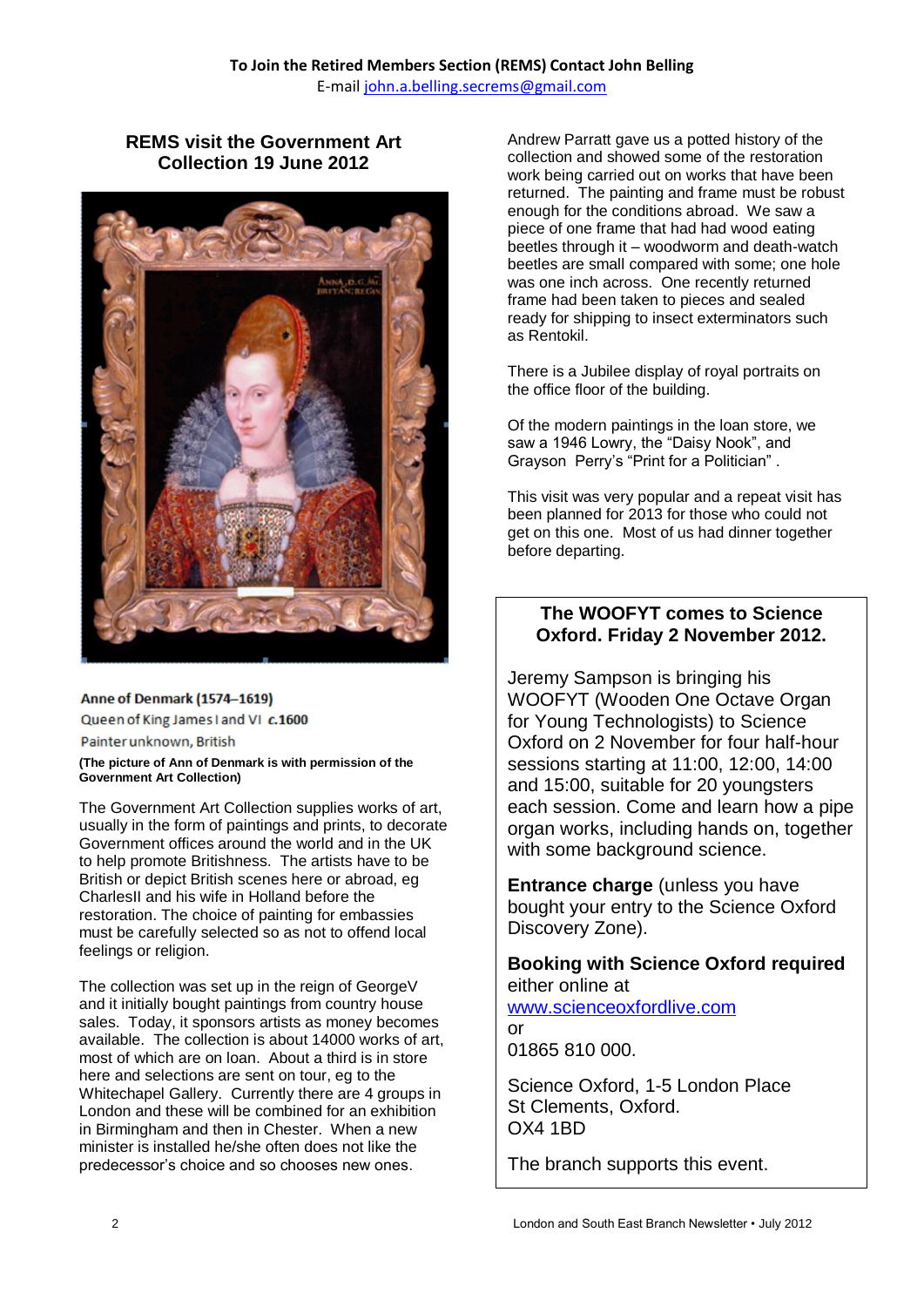**To Join the Retired Members Section (REMS) Contact John Belling**
E-mail john.a.belling.secrems@gmail.com

## REMS visit the Government Art Collection 19 June 2012

**Anne of Denmark (1574–1619)**
Queen of King James I and VI *c.*1600
Painter unknown, British

**(The picture of Ann of Denmark is with permission of the Government Art Collection)**

The Government Art Collection supplies works of art, usually in the form of paintings and prints, to decorate Government offices around the world and in the UK to help promote Britishness. The artists have to be British or depict British scenes here or abroad, eg CharlesII and his wife in Holland before the restoration. The choice of painting for embassies must be carefully selected so as not to offend local feelings or religion.

The collection was set up in the reign of GeorgeV and it initially bought paintings from country house sales. Today, it sponsors artists as money becomes available. The collection is about 14000 works of art, most of which are on loan. About a third is in store here and selections are sent on tour, eg to the Whitechapel Gallery. Currently there are 4 groups in London and these will be combined for an exhibition in Birmingham and then in Chester. When a new minister is installed he/she often does not like the predecessor's choice and so chooses new ones.

Andrew Parratt gave us a potted history of the collection and showed some of the restoration work being carried out on works that have been returned. The painting and frame must be robust enough for the conditions abroad. We saw a piece of one frame that had had wood eating beetles through it – woodworm and death-watch beetles are small compared with some; one hole was one inch across. One recently returned frame had been taken to pieces and sealed ready for shipping to insect exterminators such as Rentokil.

There is a Jubilee display of royal portraits on the office floor of the building.

Of the modern paintings in the loan store, we saw a 1946 Lowry, the "Daisy Nook", and Grayson Perry's "Print for a Politician" .

This visit was very popular and a repeat visit has been planned for 2013 for those who could not get on this one. Most of us had dinner together before departing.

## The WOOFYT comes to Science Oxford. Friday 2 November 2012.

Jeremy Sampson is bringing his WOOFYT (Wooden One Octave Organ for Young Technologists) to Science Oxford on 2 November for four half-hour sessions starting at 11:00, 12:00, 14:00 and 15:00, suitable for 20 youngsters each session. Come and learn how a pipe organ works, including hands on, together with some background science.

**Entrance charge** (unless you have bought your entry to the Science Oxford Discovery Zone).

**Booking with Science Oxford required** either online at
www.scienceoxfordlive.com
or
01865 810 000.

Science Oxford, 1-5 London Place
St Clements, Oxford.
OX4 1BD

The branch supports this event.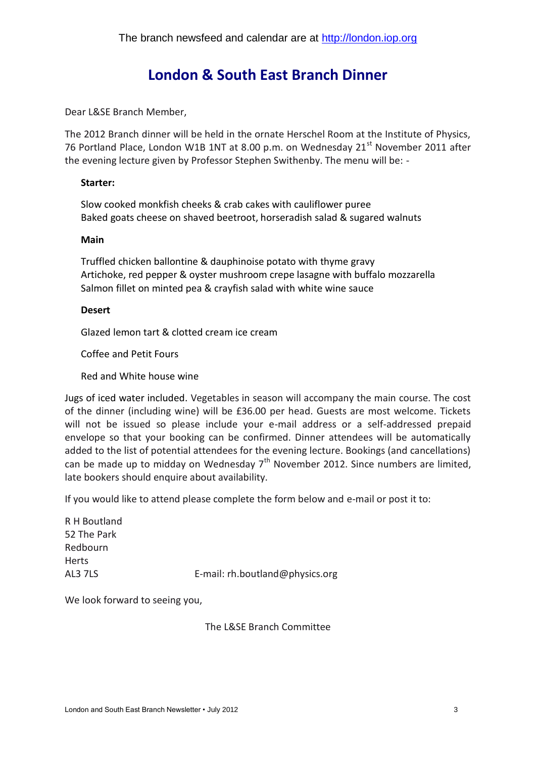The branch newsfeed and calendar are at http://london.iop.org

# London & South East Branch Dinner

Dear L&SE Branch Member,

The 2012 Branch dinner will be held in the ornate Herschel Room at the Institute of Physics, 76 Portland Place, London W1B 1NT at 8.00 p.m. on Wednesday 21st November 2011 after the evening lecture given by Professor Stephen Swithenby. The menu will be: -

**Starter:**

Slow cooked monkfish cheeks & crab cakes with cauliflower puree
Baked goats cheese on shaved beetroot, horseradish salad & sugared walnuts

**Main**

Truffled chicken ballontine & dauphinoise potato with thyme gravy
Artichoke, red pepper & oyster mushroom crepe lasagne with buffalo mozzarella
Salmon fillet on minted pea & crayfish salad with white wine sauce

**Desert**

Glazed lemon tart & clotted cream ice cream

Coffee and Petit Fours

Red and White house wine

Jugs of iced water included. Vegetables in season will accompany the main course. The cost of the dinner (including wine) will be £36.00 per head. Guests are most welcome. Tickets will not be issued so please include your e-mail address or a self-addressed prepaid envelope so that your booking can be confirmed. Dinner attendees will be automatically added to the list of potential attendees for the evening lecture. Bookings (and cancellations) can be made up to midday on Wednesday 7th November 2012. Since numbers are limited, late bookers should enquire about availability.

If you would like to attend please complete the form below and e-mail or post it to:

R H Boutland
52 The Park
Redbourn
Herts
AL3 7LS

E-mail: rh.boutland@physics.org

We look forward to seeing you,

The L&SE Branch Committee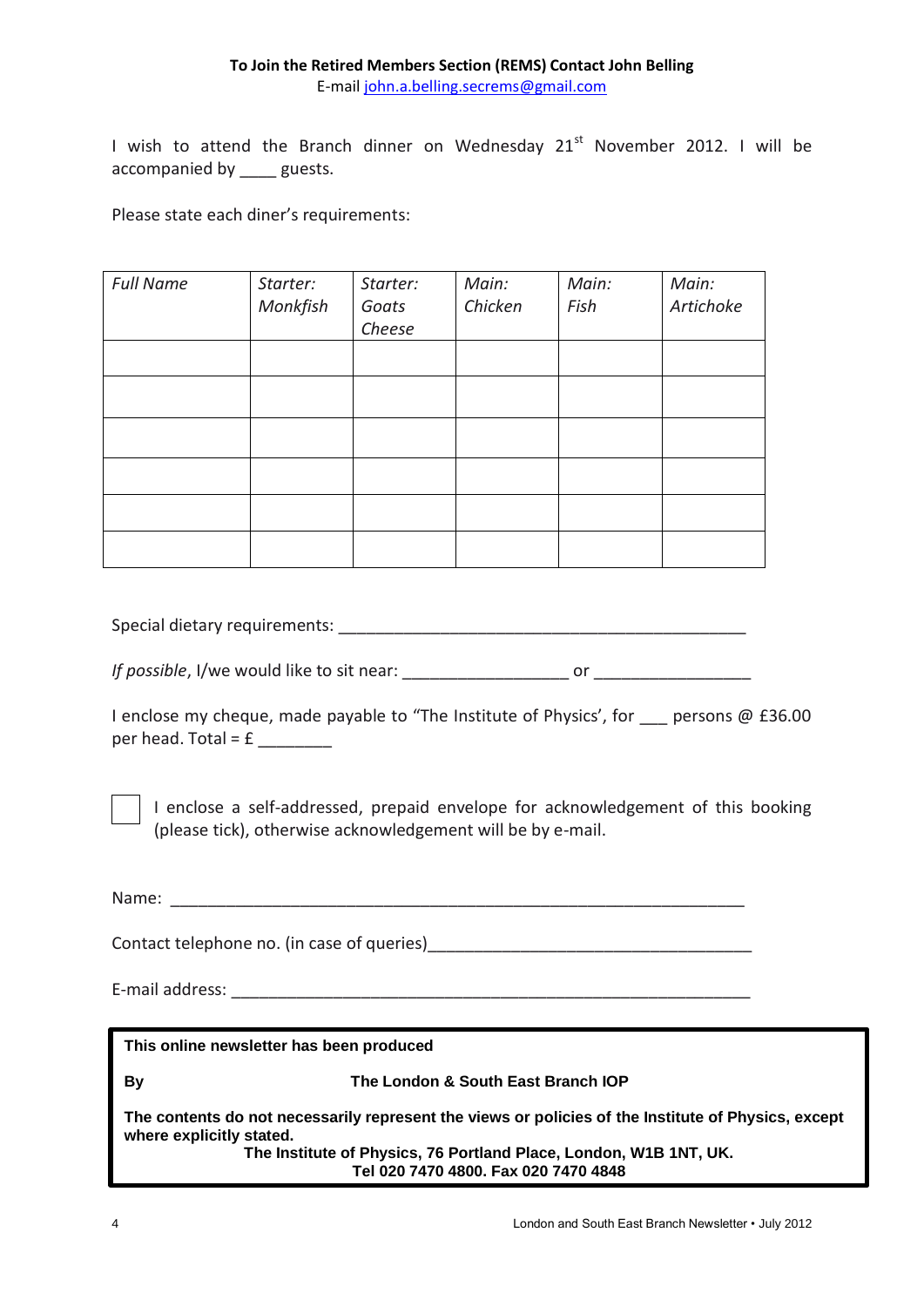**To Join the Retired Members Section (REMS) Contact John Belling**
E-mail john.a.belling.secrems@gmail.com

I wish to attend the Branch dinner on Wednesday 21st November 2012. I will be accompanied by ____ guests.

Please state each diner's requirements:

| *Full Name* | *Starter: Monkfish* | *Starter: Goats Cheese* | *Main: Chicken* | *Main: Fish* | *Main: Artichoke* |
|---|---|---|---|---|---|
| | | | | | |
| | | | | | |
| | | | | | |
| | | | | | |
| | | | | | |
| | | | | | |

Special dietary requirements: ____________________________________________

*If possible*, I/we would like to sit near: _________________ or ________________

I enclose my cheque, made payable to "The Institute of Physics', for ___ persons @ £36.00 per head. Total = £ ________

☐ I enclose a self-addressed, prepaid envelope for acknowledgement of this booking (please tick), otherwise acknowledgement will be by e-mail.

Name: ______________________________________________________________

Contact telephone no. (in case of queries)__________________________________

E-mail address: _________________________________________________________

**This online newsletter has been produced**

**By The London & South East Branch IOP**

**The contents do not necessarily represent the views or policies of the Institute of Physics, except where explicitly stated.**
**The Institute of Physics, 76 Portland Place, London, W1B 1NT, UK.**
**Tel 020 7470 4800. Fax 020 7470 4848**